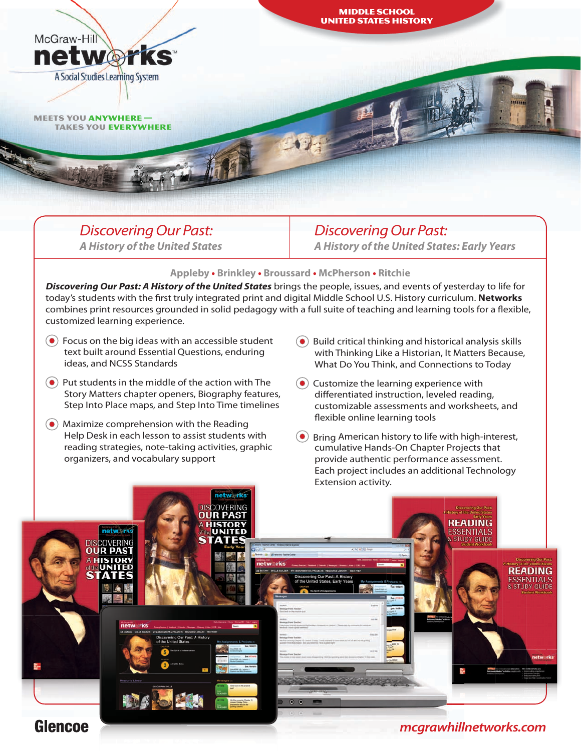MIDDLE SCHOOL
UNITED STATES HISTORY

McGraw-Hill **networks**™
A Social Studies Learning System

MEETS YOU ANYWHERE —
TAKES YOU EVERYWHERE

## *Discovering Our Past:*
### *A History of the United States*

## *Discovering Our Past:*
### *A History of the United States: Early Years*

Appleby • Brinkley • Broussard • McPherson • Ritchie

***Discovering Our Past: A History of the United States*** brings the people, issues, and events of yesterday to life for today's students with the first truly integrated print and digital Middle School U.S. History curriculum. **Networks** combines print resources grounded in solid pedagogy with a full suite of teaching and learning tools for a flexible, customized learning experience.

- Focus on the big ideas with an accessible student text built around Essential Questions, enduring ideas, and NCSS Standards
- Put students in the middle of the action with The Story Matters chapter openers, Biography features, Step Into Place maps, and Step Into Time timelines
- Maximize comprehension with the Reading Help Desk in each lesson to assist students with reading strategies, note-taking activities, graphic organizers, and vocabulary support
- Build critical thinking and historical analysis skills with Thinking Like a Historian, It Matters Because, What Do You Think, and Connections to Today
- Customize the learning experience with differentiated instruction, leveled reading, customizable assessments and worksheets, and flexible online learning tools
- Bring American history to life with high-interest, cumulative Hands-On Chapter Projects that provide authentic performance assessment. Each project includes an additional Technology Extension activity.

Glencoe

*mcgrawhillnetworks.com*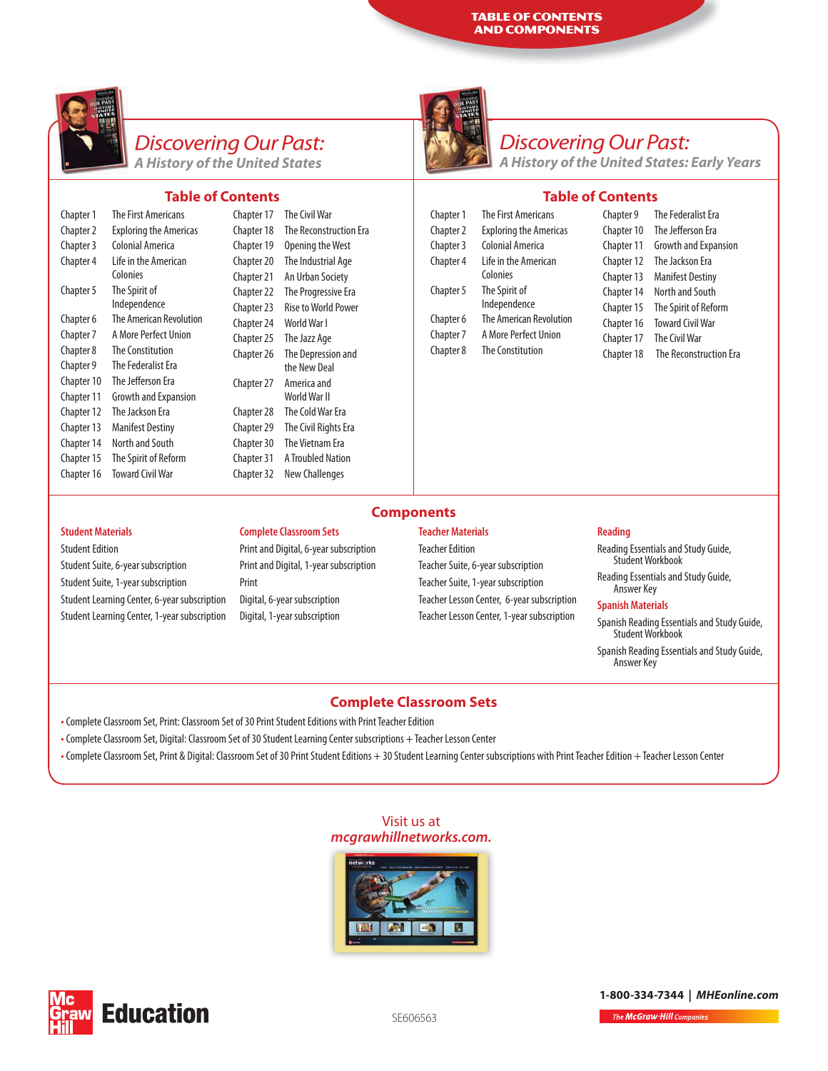# TABLE OF CONTENTS AND COMPONENTS

## *Discovering Our Past: A History of the United States*

### Table of Contents

| | |
|---|---|
| Chapter 1 | The First Americans |
| Chapter 2 | Exploring the Americas |
| Chapter 3 | Colonial America |
| Chapter 4 | Life in the American Colonies |
| Chapter 5 | The Spirit of Independence |
| Chapter 6 | The American Revolution |
| Chapter 7 | A More Perfect Union |
| Chapter 8 | The Constitution |
| Chapter 9 | The Federalist Era |
| Chapter 10 | The Jefferson Era |
| Chapter 11 | Growth and Expansion |
| Chapter 12 | The Jackson Era |
| Chapter 13 | Manifest Destiny |
| Chapter 14 | North and South |
| Chapter 15 | The Spirit of Reform |
| Chapter 16 | Toward Civil War |
| Chapter 17 | The Civil War |
| Chapter 18 | The Reconstruction Era |
| Chapter 19 | Opening the West |
| Chapter 20 | The Industrial Age |
| Chapter 21 | An Urban Society |
| Chapter 22 | The Progressive Era |
| Chapter 23 | Rise to World Power |
| Chapter 24 | World War I |
| Chapter 25 | The Jazz Age |
| Chapter 26 | The Depression and the New Deal |
| Chapter 27 | America and World War II |
| Chapter 28 | The Cold War Era |
| Chapter 29 | The Civil Rights Era |
| Chapter 30 | The Vietnam Era |
| Chapter 31 | A Troubled Nation |
| Chapter 32 | New Challenges |

## *Discovering Our Past: A History of the United States: Early Years*

### Table of Contents

| | |
|---|---|
| Chapter 1 | The First Americans |
| Chapter 2 | Exploring the Americas |
| Chapter 3 | Colonial America |
| Chapter 4 | Life in the American Colonies |
| Chapter 5 | The Spirit of Independence |
| Chapter 6 | The American Revolution |
| Chapter 7 | A More Perfect Union |
| Chapter 8 | The Constitution |
| Chapter 9 | The Federalist Era |
| Chapter 10 | The Jefferson Era |
| Chapter 11 | Growth and Expansion |
| Chapter 12 | The Jackson Era |
| Chapter 13 | Manifest Destiny |
| Chapter 14 | North and South |
| Chapter 15 | The Spirit of Reform |
| Chapter 16 | Toward Civil War |
| Chapter 17 | The Civil War |
| Chapter 18 | The Reconstruction Era |

## Components

**Student Materials**

- Student Edition
- Student Suite, 6-year subscription
- Student Suite, 1-year subscription
- Student Learning Center, 6-year subscription
- Student Learning Center, 1-year subscription

**Complete Classroom Sets**

- Print and Digital, 6-year subscription
- Print and Digital, 1-year subscription
- Print
- Digital, 6-year subscription
- Digital, 1-year subscription

**Teacher Materials**

- Teacher Edition
- Teacher Suite, 6-year subscription
- Teacher Suite, 1-year subscription
- Teacher Lesson Center, 6-year subscription
- Teacher Lesson Center, 1-year subscription

**Reading**

- Reading Essentials and Study Guide, Student Workbook
- Reading Essentials and Study Guide, Answer Key

**Spanish Materials**

- Spanish Reading Essentials and Study Guide, Student Workbook
- Spanish Reading Essentials and Study Guide, Answer Key

## Complete Classroom Sets

- Complete Classroom Set, Print: Classroom Set of 30 Print Student Editions with Print Teacher Edition
- Complete Classroom Set, Digital: Classroom Set of 30 Student Learning Center subscriptions + Teacher Lesson Center
- Complete Classroom Set, Print & Digital: Classroom Set of 30 Print Student Editions + 30 Student Learning Center subscriptions with Print Teacher Edition + Teacher Lesson Center

Visit us at
*mcgrawhillnetworks.com.*

McGraw Hill Education

SE606563

**1-800-334-7344** | ***MHEonline.com***

The McGraw·Hill Companies